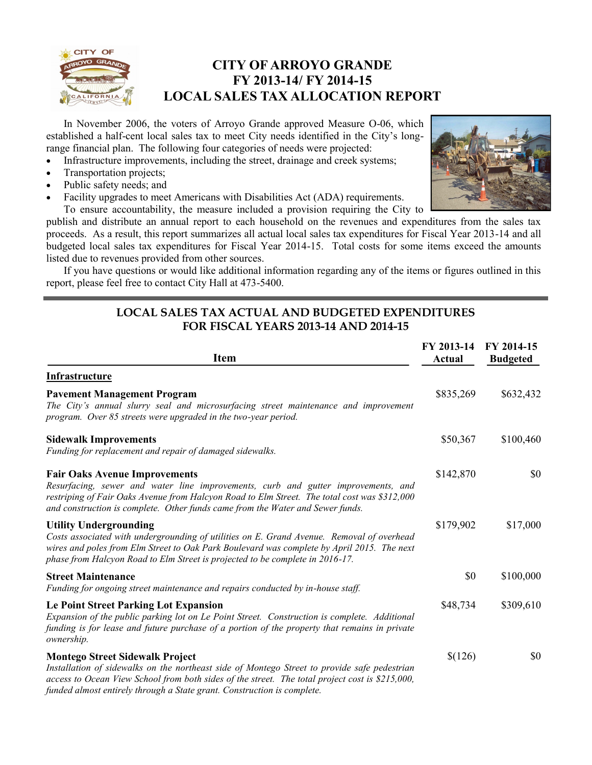# CITY OF ARROYO GRANDE
# FY 2013-14/ FY 2014-15
# LOCAL SALES TAX ALLOCATION REPORT

In November 2006, the voters of Arroyo Grande approved Measure O-06, which established a half-cent local sales tax to meet City needs identified in the City's long-range financial plan. The following four categories of needs were projected:

- Infrastructure improvements, including the street, drainage and creek systems;
- Transportation projects;
- Public safety needs; and
- Facility upgrades to meet Americans with Disabilities Act (ADA) requirements.

To ensure accountability, the measure included a provision requiring the City to publish and distribute an annual report to each household on the revenues and expenditures from the sales tax proceeds. As a result, this report summarizes all actual local sales tax expenditures for Fiscal Year 2013-14 and all budgeted local sales tax expenditures for Fiscal Year 2014-15. Total costs for some items exceed the amounts listed due to revenues provided from other sources.

If you have questions or would like additional information regarding any of the items or figures outlined in this report, please feel free to contact City Hall at 473-5400.

## LOCAL SALES TAX ACTUAL AND BUDGETED EXPENDITURES FOR FISCAL YEARS 2013-14 AND 2014-15

| Item | FY 2013-14 Actual | FY 2014-15 Budgeted |
|---|---|---|
| **Infrastructure** | | |
| **Pavement Management Program**<br>*The City's annual slurry seal and microsurfacing street maintenance and improvement program. Over 85 streets were upgraded in the two-year period.* | $835,269 | $632,432 |
| **Sidewalk Improvements**<br>*Funding for replacement and repair of damaged sidewalks.* | $50,367 | $100,460 |
| **Fair Oaks Avenue Improvements**<br>*Resurfacing, sewer and water line improvements, curb and gutter improvements, and restriping of Fair Oaks Avenue from Halcyon Road to Elm Street. The total cost was $312,000 and construction is complete. Other funds came from the Water and Sewer funds.* | $142,870 | $0 |
| **Utility Undergrounding**<br>*Costs associated with undergrounding of utilities on E. Grand Avenue. Removal of overhead wires and poles from Elm Street to Oak Park Boulevard was complete by April 2015. The next phase from Halcyon Road to Elm Street is projected to be complete in 2016-17.* | $179,902 | $17,000 |
| **Street Maintenance**<br>*Funding for ongoing street maintenance and repairs conducted by in-house staff.* | $0 | $100,000 |
| **Le Point Street Parking Lot Expansion**<br>*Expansion of the public parking lot on Le Point Street. Construction is complete. Additional funding is for lease and future purchase of a portion of the property that remains in private ownership.* | $48,734 | $309,610 |
| **Montego Street Sidewalk Project**<br>*Installation of sidewalks on the northeast side of Montego Street to provide safe pedestrian access to Ocean View School from both sides of the street. The total project cost is $215,000, funded almost entirely through a State grant. Construction is complete.* | $(126) | $0 |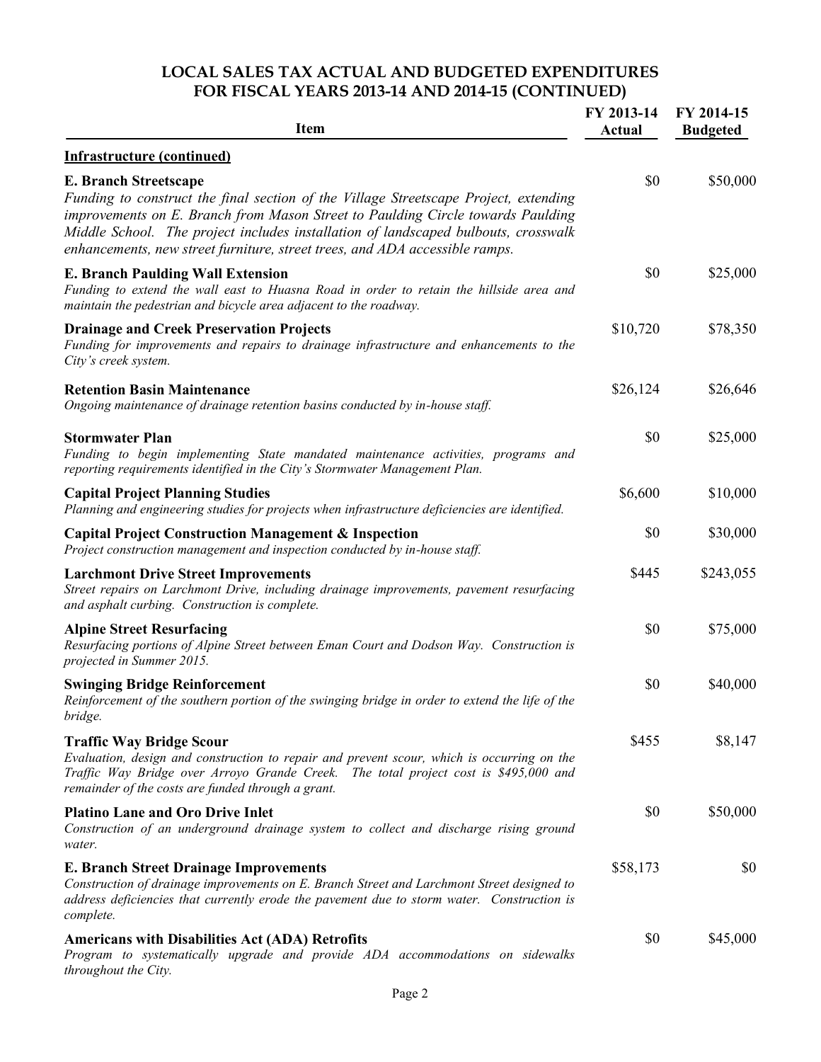# LOCAL SALES TAX ACTUAL AND BUDGETED EXPENDITURES FOR FISCAL YEARS 2013-14 AND 2014-15 (CONTINUED)

| Item | FY 2013-14 Actual | FY 2014-15 Budgeted |
|---|---|---|
| **Infrastructure (continued)** | | |
| **E. Branch Streetscape**<br>*Funding to construct the final section of the Village Streetscape Project, extending improvements on E. Branch from Mason Street to Paulding Circle towards Paulding Middle School. The project includes installation of landscaped bulbouts, crosswalk enhancements, new street furniture, street trees, and ADA accessible ramps.* | $0 | $50,000 |
| **E. Branch Paulding Wall Extension**<br>*Funding to extend the wall east to Huasna Road in order to retain the hillside area and maintain the pedestrian and bicycle area adjacent to the roadway.* | $0 | $25,000 |
| **Drainage and Creek Preservation Projects**<br>*Funding for improvements and repairs to drainage infrastructure and enhancements to the City's creek system.* | $10,720 | $78,350 |
| **Retention Basin Maintenance**<br>*Ongoing maintenance of drainage retention basins conducted by in-house staff.* | $26,124 | $26,646 |
| **Stormwater Plan**<br>*Funding to begin implementing State mandated maintenance activities, programs and reporting requirements identified in the City's Stormwater Management Plan.* | $0 | $25,000 |
| **Capital Project Planning Studies**<br>*Planning and engineering studies for projects when infrastructure deficiencies are identified.* | $6,600 | $10,000 |
| **Capital Project Construction Management & Inspection**<br>*Project construction management and inspection conducted by in-house staff.* | $0 | $30,000 |
| **Larchmont Drive Street Improvements**<br>*Street repairs on Larchmont Drive, including drainage improvements, pavement resurfacing and asphalt curbing. Construction is complete.* | $445 | $243,055 |
| **Alpine Street Resurfacing**<br>*Resurfacing portions of Alpine Street between Eman Court and Dodson Way. Construction is projected in Summer 2015.* | $0 | $75,000 |
| **Swinging Bridge Reinforcement**<br>*Reinforcement of the southern portion of the swinging bridge in order to extend the life of the bridge.* | $0 | $40,000 |
| **Traffic Way Bridge Scour**<br>*Evaluation, design and construction to repair and prevent scour, which is occurring on the Traffic Way Bridge over Arroyo Grande Creek. The total project cost is $495,000 and remainder of the costs are funded through a grant.* | $455 | $8,147 |
| **Platino Lane and Oro Drive Inlet**<br>*Construction of an underground drainage system to collect and discharge rising ground water.* | $0 | $50,000 |
| **E. Branch Street Drainage Improvements**<br>*Construction of drainage improvements on E. Branch Street and Larchmont Street designed to address deficiencies that currently erode the pavement due to storm water. Construction is complete.* | $58,173 | $0 |
| **Americans with Disabilities Act (ADA) Retrofits**<br>*Program to systematically upgrade and provide ADA accommodations on sidewalks throughout the City.* | $0 | $45,000 |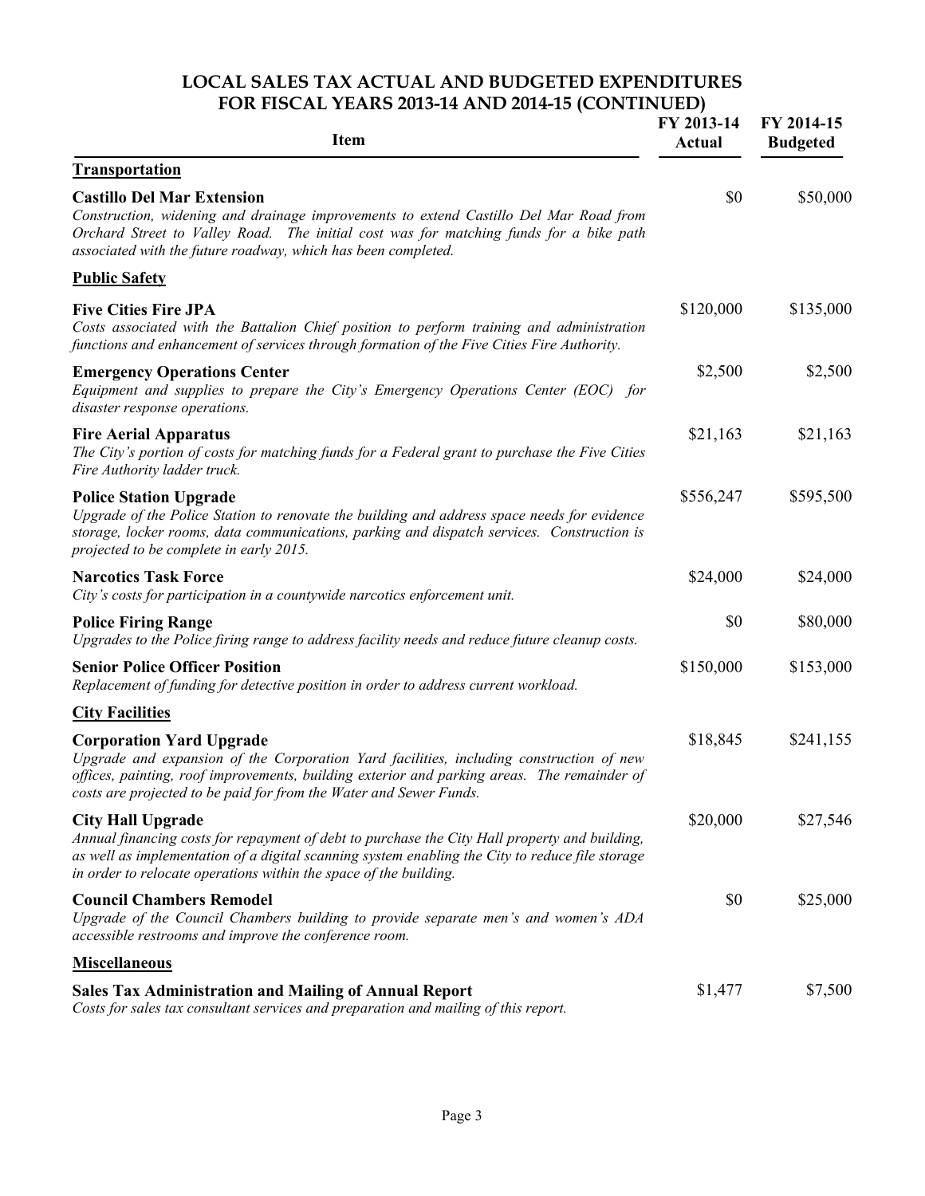# LOCAL SALES TAX ACTUAL AND BUDGETED EXPENDITURES FOR FISCAL YEARS 2013-14 AND 2014-15 (CONTINUED)

| Item | FY 2013-14 Actual | FY 2014-15 Budgeted |
|---|---|---|
| **Transportation** | | |
| **Castillo Del Mar Extension**<br>*Construction, widening and drainage improvements to extend Castillo Del Mar Road from Orchard Street to Valley Road. The initial cost was for matching funds for a bike path associated with the future roadway, which has been completed.* | \$0 | \$50,000 |
| **Public Safety** | | |
| **Five Cities Fire JPA**<br>*Costs associated with the Battalion Chief position to perform training and administration functions and enhancement of services through formation of the Five Cities Fire Authority.* | \$120,000 | \$135,000 |
| **Emergency Operations Center**<br>*Equipment and supplies to prepare the City's Emergency Operations Center (EOC) for disaster response operations.* | \$2,500 | \$2,500 |
| **Fire Aerial Apparatus**<br>*The City's portion of costs for matching funds for a Federal grant to purchase the Five Cities Fire Authority ladder truck.* | \$21,163 | \$21,163 |
| **Police Station Upgrade**<br>*Upgrade of the Police Station to renovate the building and address space needs for evidence storage, locker rooms, data communications, parking and dispatch services. Construction is projected to be complete in early 2015.* | \$556,247 | \$595,500 |
| **Narcotics Task Force**<br>*City's costs for participation in a countywide narcotics enforcement unit.* | \$24,000 | \$24,000 |
| **Police Firing Range**<br>*Upgrades to the Police firing range to address facility needs and reduce future cleanup costs.* | \$0 | \$80,000 |
| **Senior Police Officer Position**<br>*Replacement of funding for detective position in order to address current workload.* | \$150,000 | \$153,000 |
| **City Facilities** | | |
| **Corporation Yard Upgrade**<br>*Upgrade and expansion of the Corporation Yard facilities, including construction of new offices, painting, roof improvements, building exterior and parking areas. The remainder of costs are projected to be paid for from the Water and Sewer Funds.* | \$18,845 | \$241,155 |
| **City Hall Upgrade**<br>*Annual financing costs for repayment of debt to purchase the City Hall property and building, as well as implementation of a digital scanning system enabling the City to reduce file storage in order to relocate operations within the space of the building.* | \$20,000 | \$27,546 |
| **Council Chambers Remodel**<br>*Upgrade of the Council Chambers building to provide separate men's and women's ADA accessible restrooms and improve the conference room.* | \$0 | \$25,000 |
| **Miscellaneous** | | |
| **Sales Tax Administration and Mailing of Annual Report**<br>*Costs for sales tax consultant services and preparation and mailing of this report.* | \$1,477 | \$7,500 |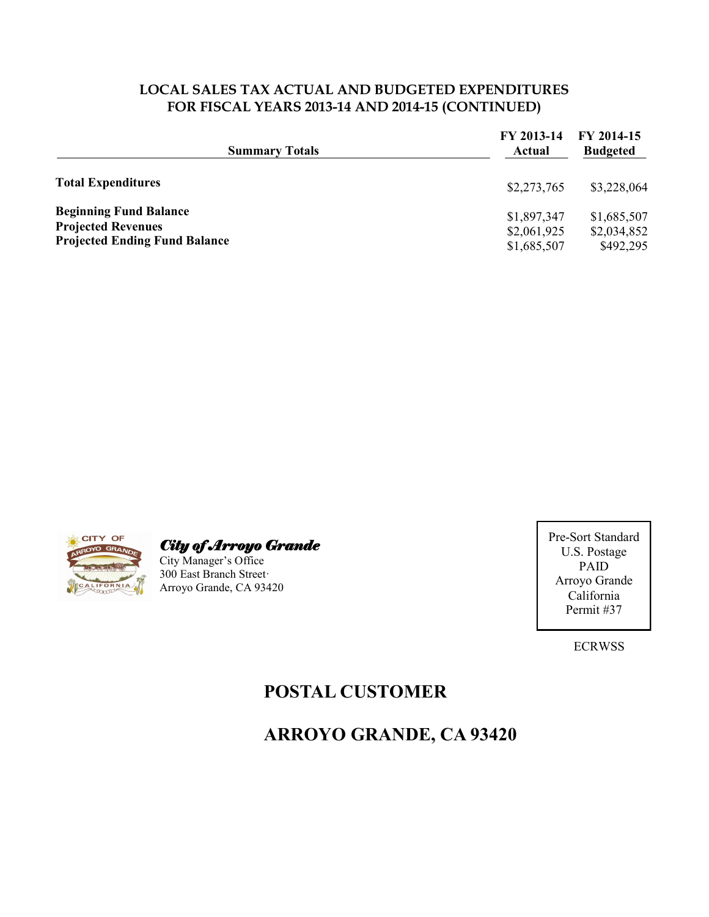## LOCAL SALES TAX ACTUAL AND BUDGETED EXPENDITURES FOR FISCAL YEARS 2013-14 AND 2014-15 (CONTINUED)

| Summary Totals | FY 2013-14 Actual | FY 2014-15 Budgeted |
|---|---|---|
| **Total Expenditures** | $2,273,765 | $3,228,064 |
| **Beginning Fund Balance** | $1,897,347 | $1,685,507 |
| **Projected Revenues** | $2,061,925 | $2,034,852 |
| **Projected Ending Fund Balance** | $1,685,507 | $492,295 |

***City of Arroyo Grande***
City Manager's Office
300 East Branch Street·
Arroyo Grande, CA 93420

Pre-Sort Standard
U.S. Postage
PAID
Arroyo Grande
California
Permit #37

ECRWSS

**POSTAL CUSTOMER**

**ARROYO GRANDE, CA 93420**